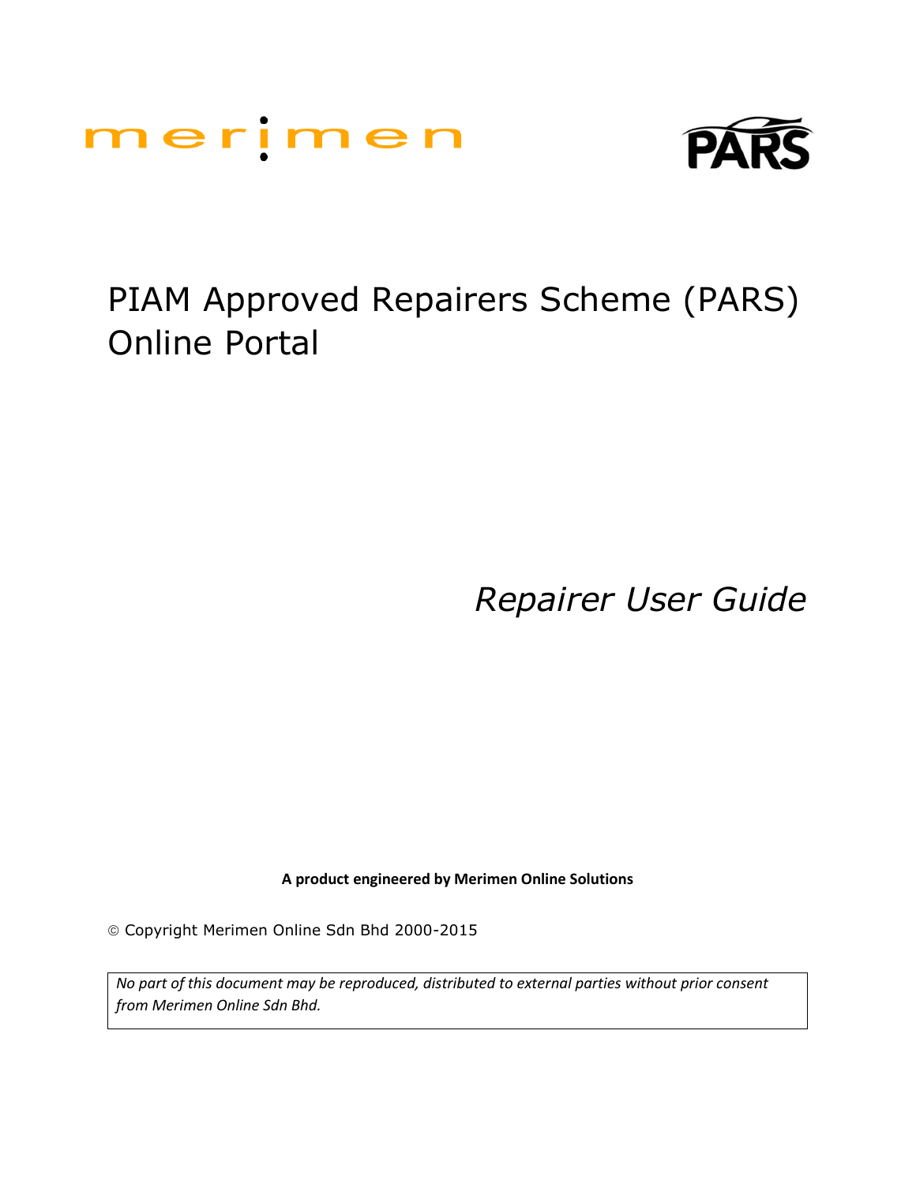merimen

PARS

# PIAM Approved Repairers Scheme (PARS) Online Portal

*Repairer User Guide*

**A product engineered by Merimen Online Solutions**

© Copyright Merimen Online Sdn Bhd 2000-2015

*No part of this document may be reproduced, distributed to external parties without prior consent from Merimen Online Sdn Bhd.*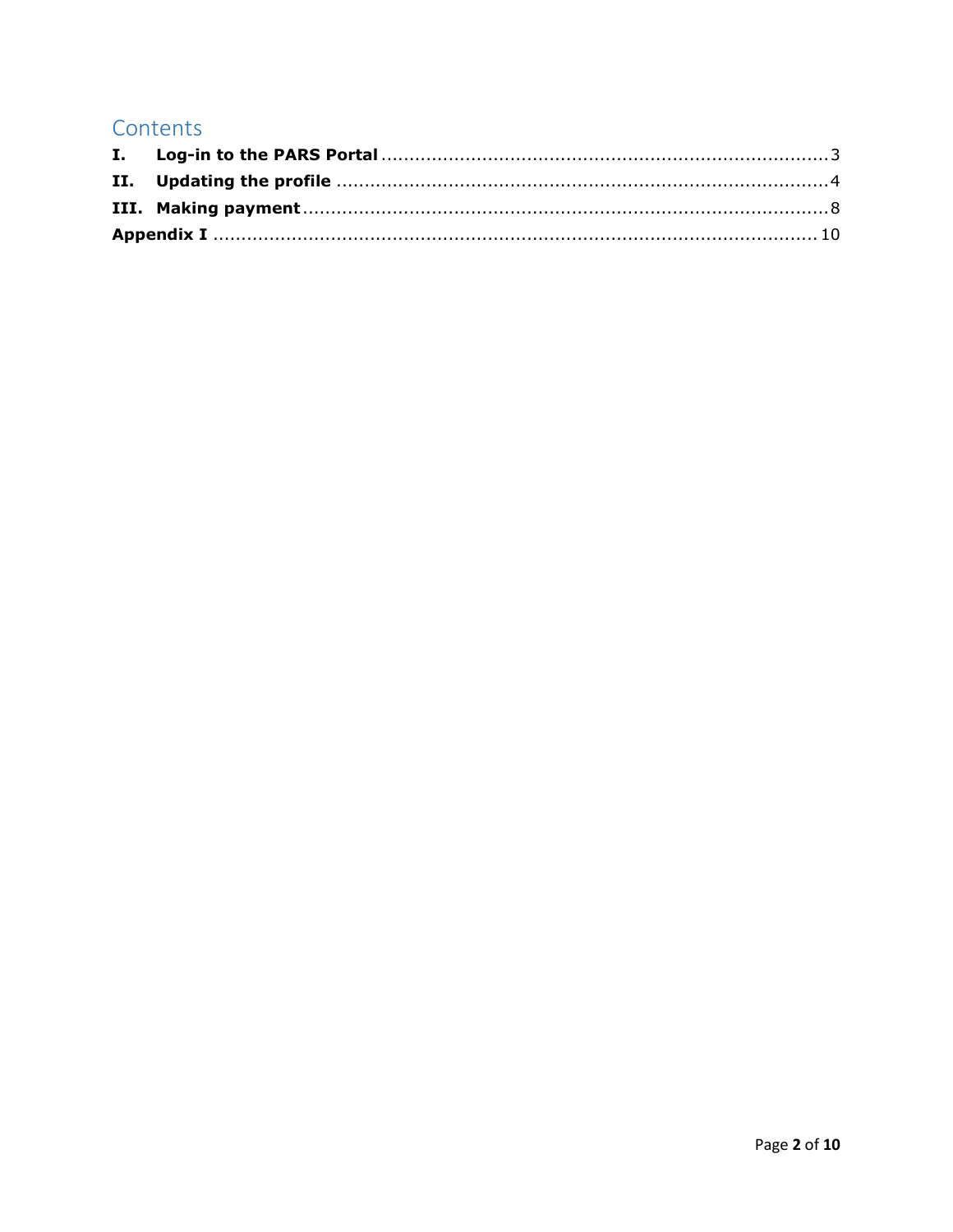# Contents

**I. Log-in to the PARS Portal** .................................................... 3

**II. Updating the profile** .................................................... 4

**III. Making payment** .................................................... 8

**Appendix I** .................................................... 10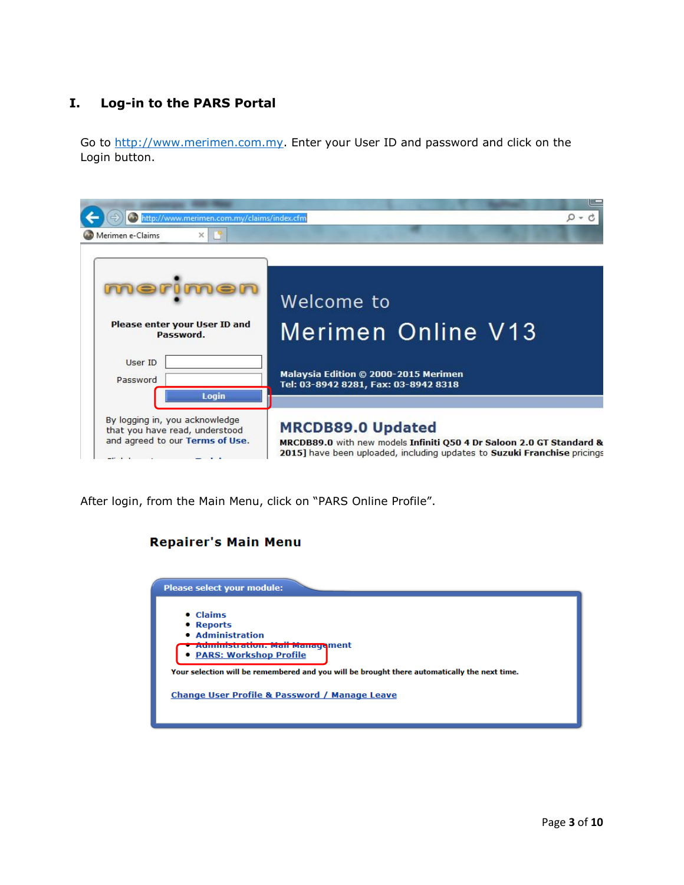## I. Log-in to the PARS Portal

Go to http://www.merimen.com.my. Enter your User ID and password and click on the Login button.

After login, from the Main Menu, click on "PARS Online Profile".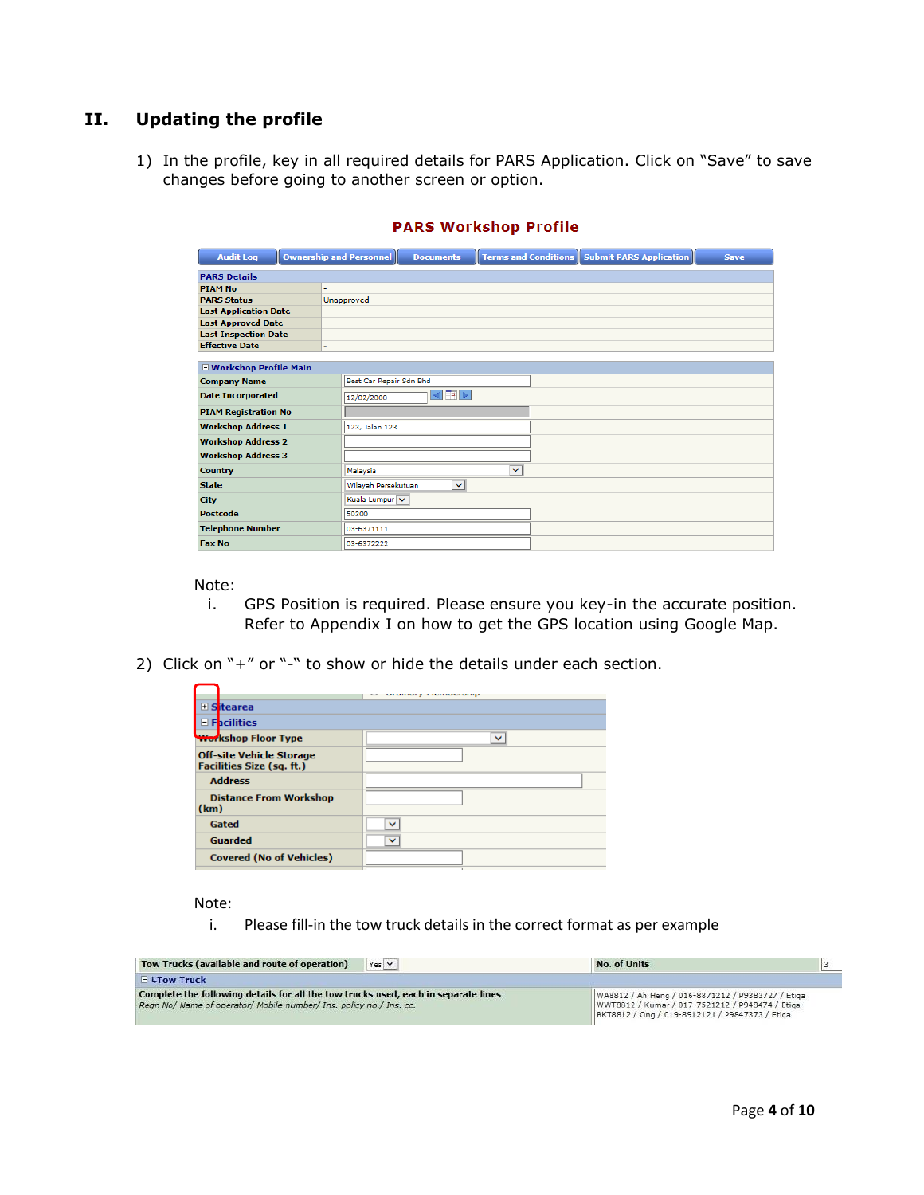## II. Updating the profile

1) In the profile, key in all required details for PARS Application. Click on "Save" to save changes before going to another screen or option.

**PARS Workshop Profile**

| Audit Log | Ownership and Personnel | Documents | Terms and Conditions | Submit PARS Application | Save |
|---|---|---|---|---|---|

| PARS Details | |
|---|---|
| PIAM No | - |
| PARS Status | Unapproved |
| Last Application Date | - |
| Last Approved Date | - |
| Last Inspection Date | - |
| Effective Date | - |

| Workshop Profile Main | |
|---|---|
| Company Name | Best Car Repair Sdn Bhd |
| Date Incorporated | 12/02/2000 |
| PIAM Registration No | |
| Workshop Address 1 | 123, Jalan 123 |
| Workshop Address 2 | |
| Workshop Address 3 | |
| Country | Malaysia |
| State | Wilayah Persekutuan |
| City | Kuala Lumpur |
| Postcode | 50300 |
| Telephone Number | 03-6371111 |
| Fax No | 03-6372222 |

Note:

i. GPS Position is required. Please ensure you key-in the accurate position. Refer to Appendix I on how to get the GPS location using Google Map.

2) Click on "+" or "-" to show or hide the details under each section.

| ⊞ Sitearea | |
|---|---|
| ⊟ Facilities | |
| Workshop Floor Type | |
| Off-site Vehicle Storage Facilities Size (sq. ft.) | |
| Address | |
| Distance From Workshop (km) | |
| Gated | |
| Guarded | |
| Covered (No of Vehicles) | |

Note:

i. Please fill-in the tow truck details in the correct format as per example

| Tow Trucks (available and route of operation) | Yes | No. of Units | 3 |
|---|---|---|---|
| ⊟ Tow Truck | | | |
| Complete the following details for all the tow trucks used, each in separate lines<br>*Regn No/ Name of operator/ Mobile number/ Ins. policy no./ Ins. co.* | | WA8812 / Ah Heng / 016-8871212 / P9383727 / Etiqa<br>WWT8812 / Kumar / 017-7521212 / P948474 / Etiqa<br>BKT8812 / Ong / 019-8912121 / P9847373 / Etiqa | |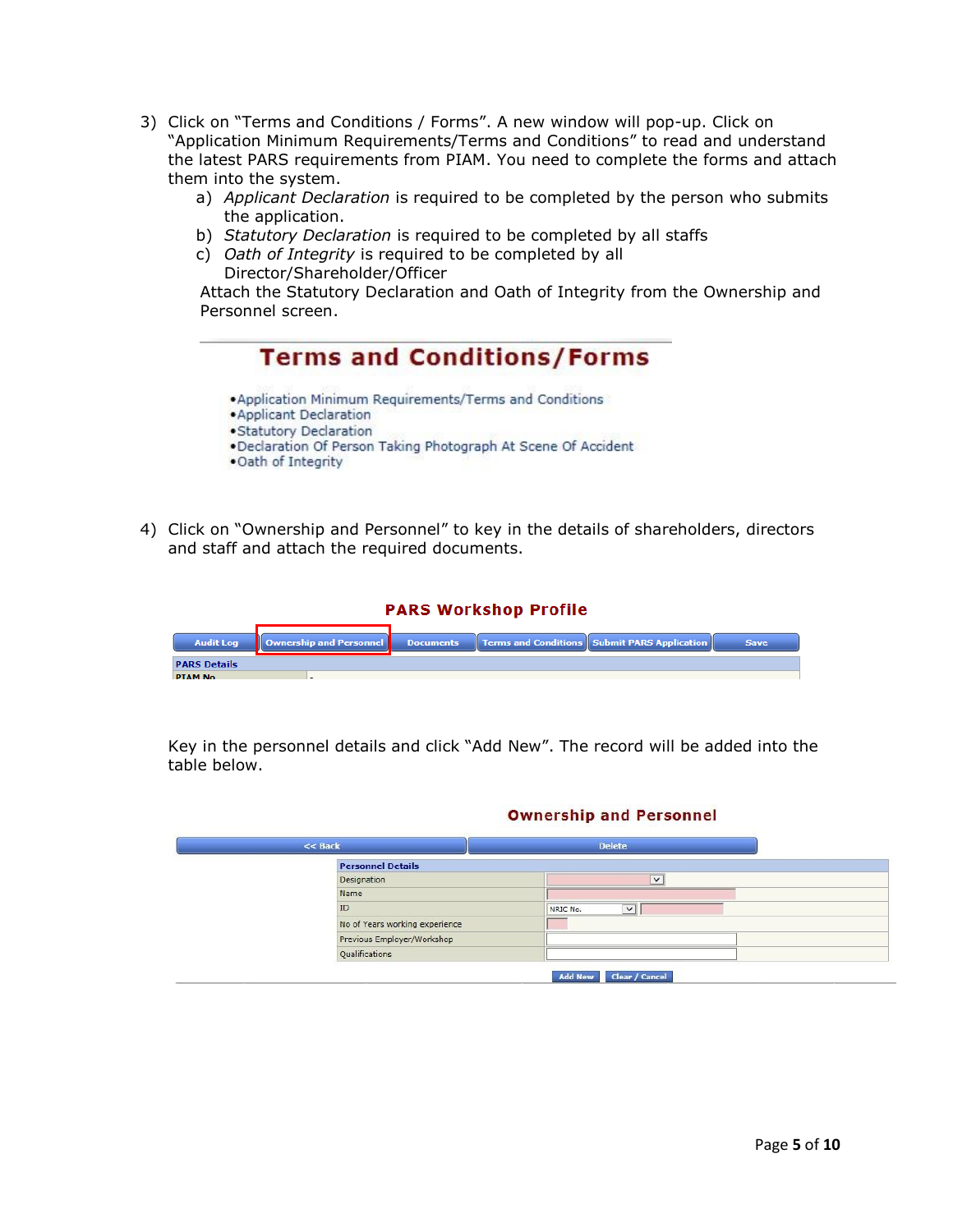3) Click on "Terms and Conditions / Forms". A new window will pop-up. Click on "Application Minimum Requirements/Terms and Conditions" to read and understand the latest PARS requirements from PIAM. You need to complete the forms and attach them into the system.
   a) *Applicant Declaration* is required to be completed by the person who submits the application.
   b) *Statutory Declaration* is required to be completed by all staffs
   c) *Oath of Integrity* is required to be completed by all Director/Shareholder/Officer

   Attach the Statutory Declaration and Oath of Integrity from the Ownership and Personnel screen.

## Terms and Conditions/Forms

- Application Minimum Requirements/Terms and Conditions
- Applicant Declaration
- Statutory Declaration
- Declaration Of Person Taking Photograph At Scene Of Accident
- Oath of Integrity

4) Click on "Ownership and Personnel" to key in the details of shareholders, directors and staff and attach the required documents.

**PARS Workshop Profile**

| Audit Log | Ownership and Personnel | Documents | Terms and Conditions | Submit PARS Application | Save |
|---|---|---|---|---|---|

| PARS Details | |
|---|---|
| PIAM No | - |

Key in the personnel details and click "Add New". The record will be added into the table below.

**Ownership and Personnel**

| << Back | Delete |
|---|---|

| Personnel Details | |
|---|---|
| Designation | |
| Name | |
| ID | NRIC No. |
| No of Years working experience | |
| Previous Employer/Workshop | |
| Qualifications | |

Add New | Clear / Cancel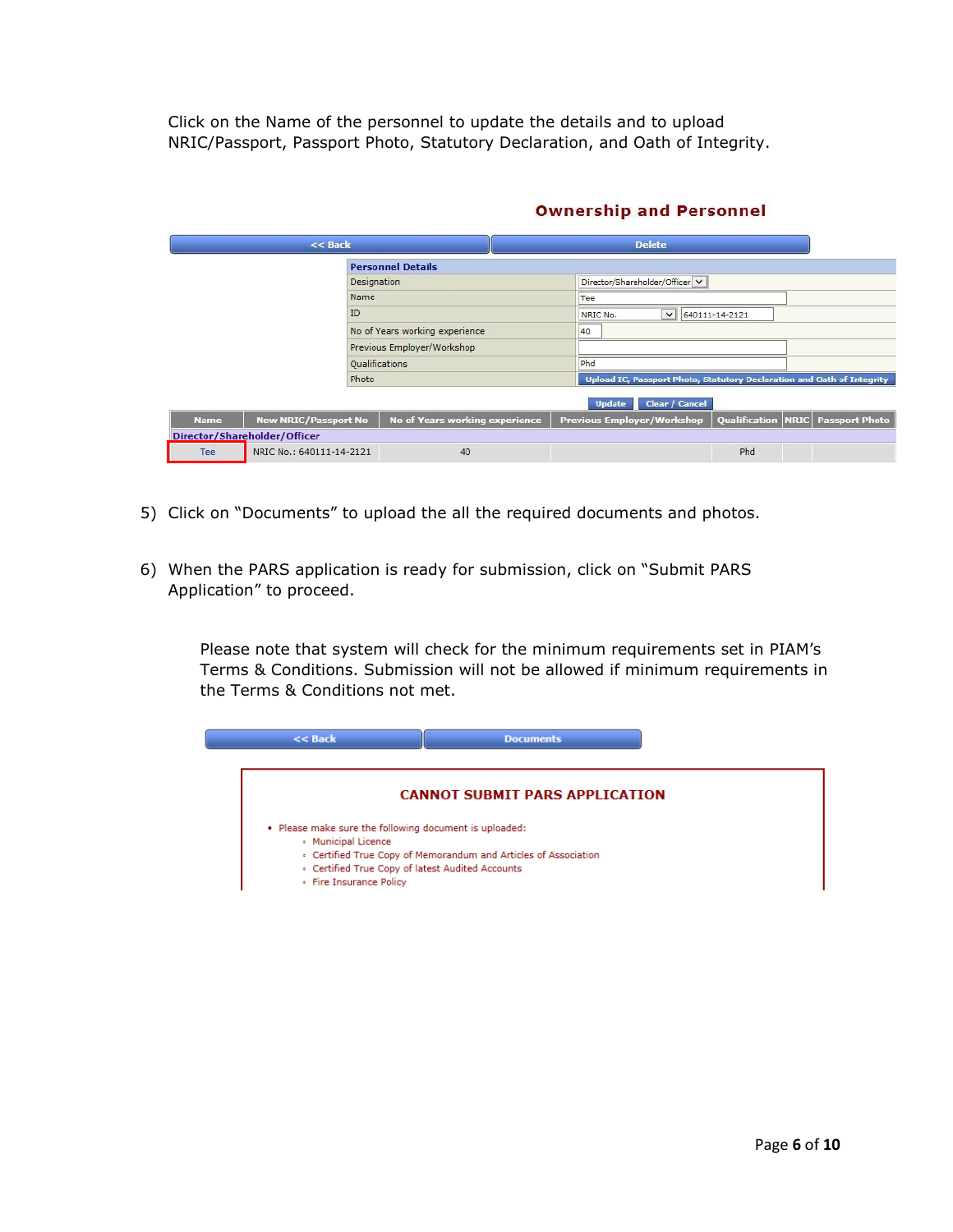Click on the Name of the personnel to update the details and to upload NRIC/Passport, Passport Photo, Statutory Declaration, and Oath of Integrity.

**Ownership and Personnel**

<< Back | Delete

| Personnel Details | |
|---|---|
| Designation | Director/Shareholder/Officer |
| Name | Tee |
| ID | NRIC No. 640111-14-2121 |
| No of Years working experience | 40 |
| Previous Employer/Workshop | |
| Qualifications | Phd |
| Photo | Upload IC, Passport Photo, Statutory Declaration and Oath of Integrity |

Update | Clear / Cancel

| Name | New NRIC/Passport No | No of Years working experience | Previous Employer/Workshop | Qualification | NRIC | Passport Photo |
|---|---|---|---|---|---|---|
| Director/Shareholder/Officer | | | | | | |
| Tee | NRIC No.: 640111-14-2121 | 40 | | Phd | | |

5) Click on "Documents" to upload the all the required documents and photos.

6) When the PARS application is ready for submission, click on "Submit PARS Application" to proceed.

   Please note that system will check for the minimum requirements set in PIAM's Terms & Conditions. Submission will not be allowed if minimum requirements in the Terms & Conditions not met.

<< Back | Documents

**CANNOT SUBMIT PARS APPLICATION**

- Please make sure the following document is uploaded:
  - Municipal Licence
  - Certified True Copy of Memorandum and Articles of Association
  - Certified True Copy of latest Audited Accounts
  - Fire Insurance Policy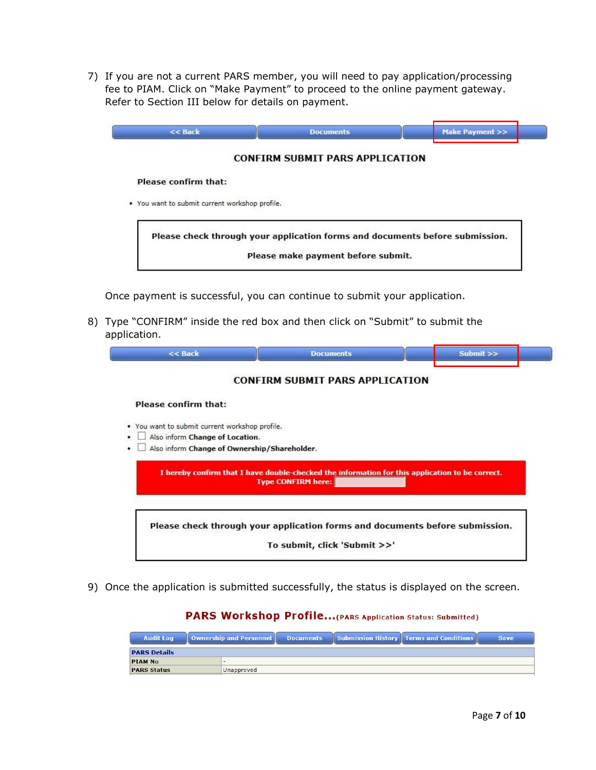7) If you are not a current PARS member, you will need to pay application/processing fee to PIAM. Click on “Make Payment” to proceed to the online payment gateway. Refer to Section III below for details on payment.

| << Back | Documents | Make Payment >> |
|---|---|---|

**CONFIRM SUBMIT PARS APPLICATION**

**Please confirm that:**

- You want to submit current workshop profile.

> **Please check through your application forms and documents before submission.**
>
> **Please make payment before submit.**

Once payment is successful, you can continue to submit your application.

8) Type “CONFIRM” inside the red box and then click on “Submit” to submit the application.

| << Back | Documents | Submit >> |
|---|---|---|

**CONFIRM SUBMIT PARS APPLICATION**

**Please confirm that:**

- You want to submit current workshop profile.
- ☐ Also inform **Change of Location**.
- ☐ Also inform **Change of Ownership/Shareholder**.

> **I hereby confirm that I have double-checked the information for this application to be correct.**
> **Type CONFIRM here:**

> **Please check through your application forms and documents before submission.**
>
> **To submit, click 'Submit >>'**

9) Once the application is submitted successfully, the status is displayed on the screen.

**PARS Workshop Profile...(PARS Application Status: Submitted)**

| Audit Log | Ownership and Personnel | Documents | Submission History | Terms and Conditions | Save |
|---|---|---|---|---|---|

| **PARS Details** | |
|---|---|
| **PIAM No** | - |
| **PARS Status** | Unapproved |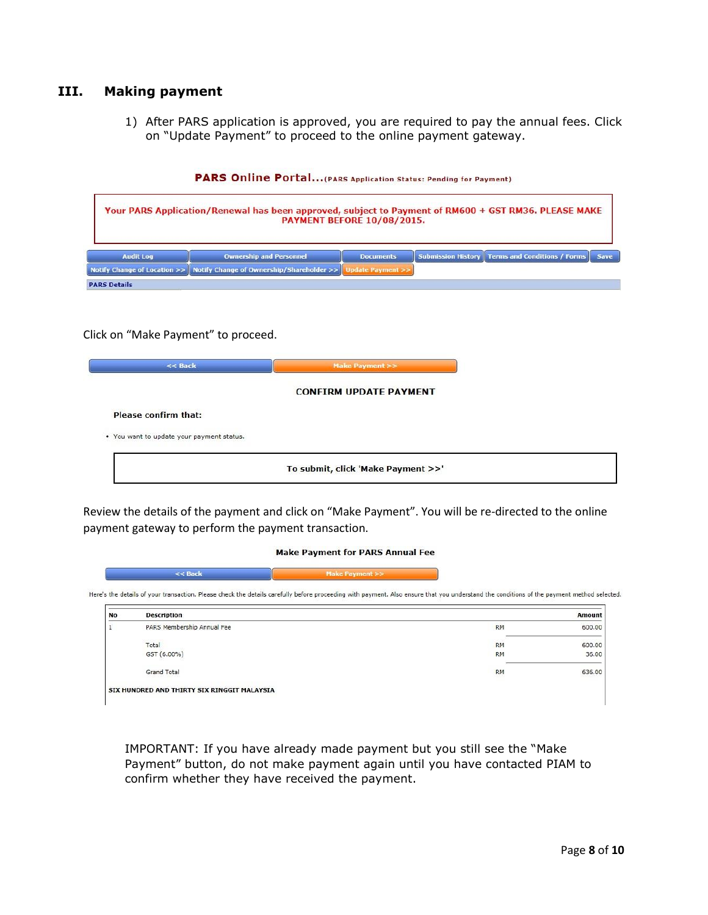## III. Making payment

1) After PARS application is approved, you are required to pay the annual fees. Click on "Update Payment" to proceed to the online payment gateway.

**PARS Online Portal...(PARS Application Status: Pending for Payment)**

**Your PARS Application/Renewal has been approved, subject to Payment of RM600 + GST RM36. PLEASE MAKE PAYMENT BEFORE 10/08/2015.**

Audit Log | Ownership and Personnel | Documents | Submission History | Terms and Conditions / Forms | Save

Notify Change of Location >> | Notify Change of Ownership/Shareholder >> | Update Payment >>

**PARS Details**

Click on "Make Payment" to proceed.

<< Back | Make Payment >>

**CONFIRM UPDATE PAYMENT**

**Please confirm that:**

- You want to update your payment status.

**To submit, click 'Make Payment >>'**

Review the details of the payment and click on "Make Payment". You will be re-directed to the online payment gateway to perform the payment transaction.

**Make Payment for PARS Annual Fee**

<< Back | Make Payment >>

Here's the details of your transaction. Please check the details carefully before proceeding with payment. Also ensure that you understand the conditions of the payment method selected.

| No | Description | | Amount |
|---|---|---|---|
| 1 | PARS Membership Annual Fee | RM | 600.00 |
| | Total | RM | 600.00 |
| | GST (6.00%) | RM | 36.00 |
| | Grand Total | RM | 636.00 |

**SIX HUNDRED AND THIRTY SIX RINGGIT MALAYSIA**

IMPORTANT: If you have already made payment but you still see the "Make Payment" button, do not make payment again until you have contacted PIAM to confirm whether they have received the payment.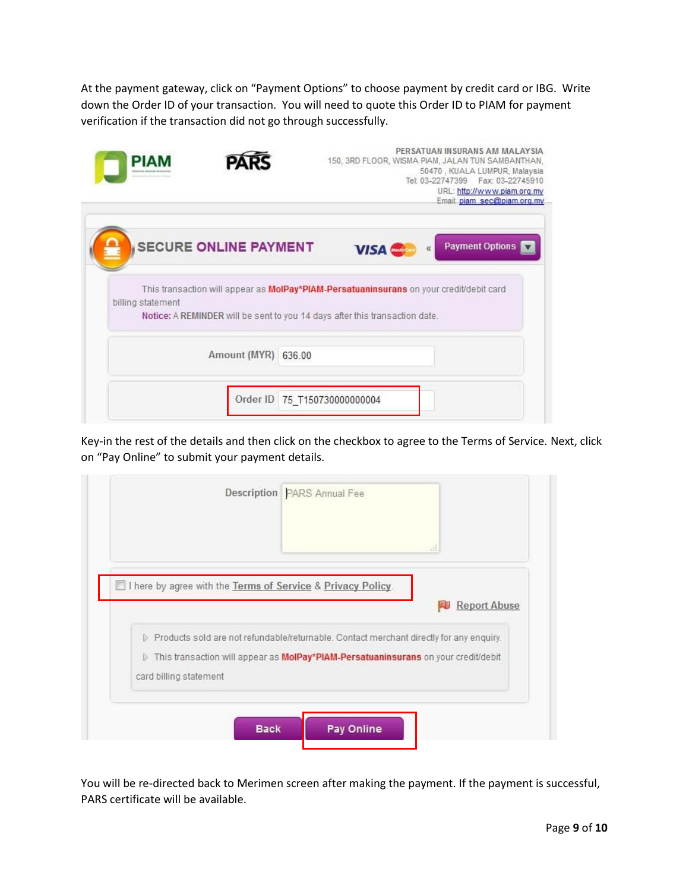At the payment gateway, click on "Payment Options" to choose payment by credit card or IBG. Write down the Order ID of your transaction. You will need to quote this Order ID to PIAM for payment verification if the transaction did not go through successfully.

PIAM

PARS

PERSATUAN INSURANS AM MALAYSIA
150, 3RD FLOOR, WISMA PIAM, JALAN TUN SAMBANTHAN,
50470 , KUALA LUMPUR, Malaysia
Tel: 03-22747399 Fax: 03-22745910
URL: http://www.piam.org.my
Email: piam_sec@piam.org.my

SECURE ONLINE PAYMENT

VISA « Payment Options

This transaction will appear as MolPay*PIAM-Persatuaninsurans on your credit/debit card billing statement

Notice: A REMINDER will be sent to you 14 days after this transaction date.

Amount (MYR) 636.00

Order ID 75_T150730000000004

Key-in the rest of the details and then click on the checkbox to agree to the Terms of Service. Next, click on "Pay Online" to submit your payment details.

Description PARS Annual Fee

I here by agree with the Terms of Service & Privacy Policy.

Report Abuse

- Products sold are not refundable/returnable. Contact merchant directly for any enquiry.
- This transaction will appear as MolPay*PIAM-Persatuaninsurans on your credit/debit card billing statement

Back Pay Online

You will be re-directed back to Merimen screen after making the payment. If the payment is successful, PARS certificate will be available.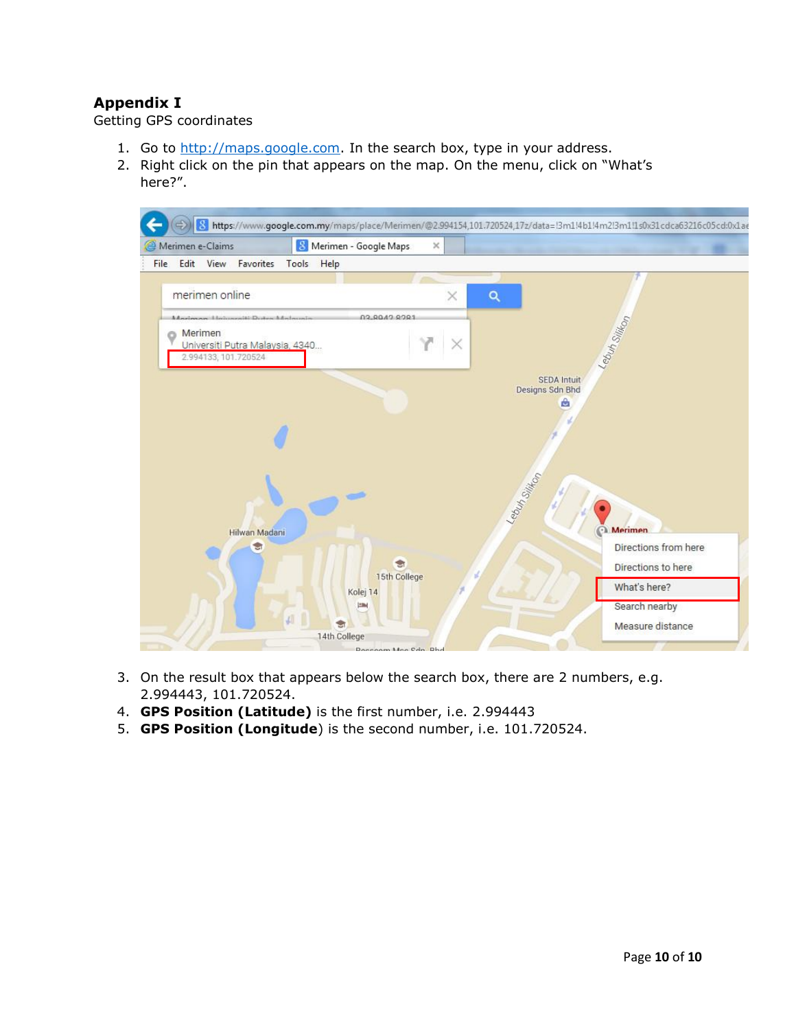## Appendix I

Getting GPS coordinates

1. Go to http://maps.google.com. In the search box, type in your address.
2. Right click on the pin that appears on the map. On the menu, click on "What's here?".
3. On the result box that appears below the search box, there are 2 numbers, e.g. 2.994443, 101.720524.
4. **GPS Position (Latitude)** is the first number, i.e. 2.994443
5. **GPS Position (Longitude**) is the second number, i.e. 101.720524.